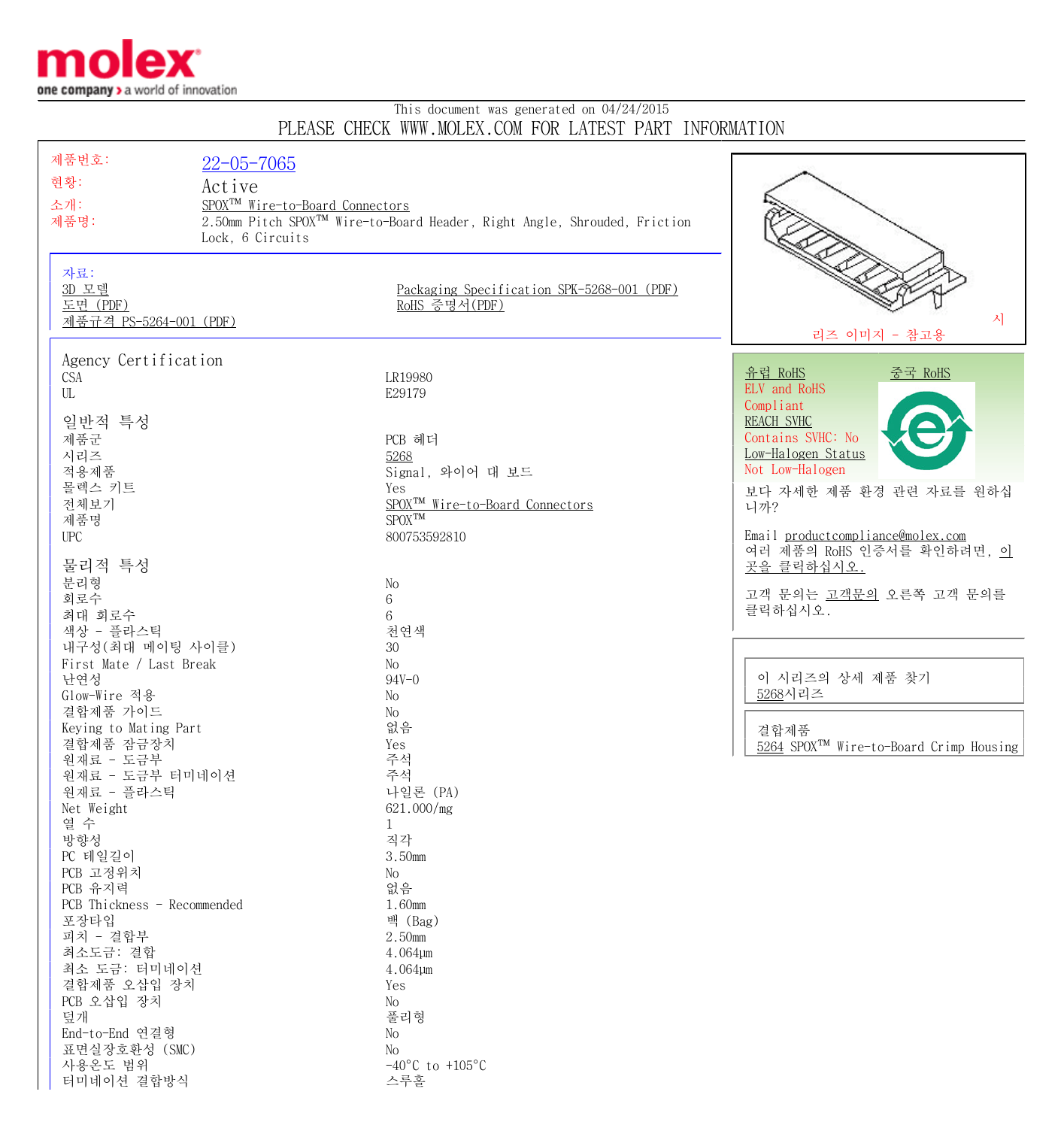molex
one company > a world of innovation

This document was generated on 04/24/2015

PLEASE CHECK WWW.MOLEX.COM FOR LATEST PART INFORMATION

| | |
|---|---|
| 제품번호: | 22-05-7065 |
| 현황: | Active |
| 소개: | SPOX™ Wire-to-Board Connectors |
| 제품명: | 2.50mm Pitch SPOX™ Wire-to-Board Header, Right Angle, Shrouded, Friction Lock, 6 Circuits |

자료:

- 3D 모델
- 도면 (PDF)
- 제품규격 PS-5264-001 (PDF)
- Packaging Specification SPK-5268-001 (PDF)
- RoHS 증명서(PDF)

시리즈 이미지 - 참고용

## Agency Certification

| | |
|---|---|
| CSA | LR19980 |
| UL | E29179 |

## 일반적 특성

| | |
|---|---|
| 제품군 | PCB 헤더 |
| 시리즈 | 5268 |
| 적용제품 | Signal, 와이어 대 보드 |
| 몰렉스 키트 | Yes |
| 전체보기 | SPOX™ Wire-to-Board Connectors |
| 제품명 | SPOX™ |
| UPC | 800753592810 |

## 물리적 특성

| | |
|---|---|
| 분리형 | No |
| 회로수 | 6 |
| 최대 회로수 | 6 |
| 색상 - 플라스틱 | 천연색 |
| 내구성(최대 메이팅 사이클) | 30 |
| First Mate / Last Break | No |
| 난연성 | 94V-0 |
| Glow-Wire 적용 | No |
| 결합제품 가이드 | No |
| Keying to Mating Part | 없음 |
| 결합제품 잠금장치 | Yes |
| 원재료 - 도금부 | 주석 |
| 원재료 - 도금부 터미네이션 | 주석 |
| 원재료 - 플라스틱 | 나일론 (PA) |
| Net Weight | 621.000/mg |
| 열 수 | 1 |
| 방향성 | 직각 |
| PC 테일길이 | 3.50mm |
| PCB 고정위치 | No |
| PCB 유지력 | 없음 |
| PCB Thickness - Recommended | 1.60mm |
| 포장타입 | 백 (Bag) |
| 피치 - 결합부 | 2.50mm |
| 최소도금: 결합 | 4.064µm |
| 최소 도금: 터미네이션 | 4.064µm |
| 결합제품 오삽입 장치 | Yes |
| PCB 오삽입 장치 | No |
| 덮개 | 풀리형 |
| End-to-End 연결형 | No |
| 표면실장호환성 (SMC) | No |
| 사용온도 범위 | -40°C to +105°C |
| 터미네이션 결합방식 | 스루홀 |

유럽 RoHS
ELV and RoHS
Compliant
REACH SVHC
Contains SVHC: No
Low-Halogen Status
Not Low-Halogen

중국 RoHS

보다 자세한 제품 환경 관련 자료를 원하십니까?

Email productcompliance@molex.com
여러 제품의 RoHS 인증서를 확인하려면, 이곳을 클릭하십시오.

고객 문의는 고객문의 오른쪽 고객 문의를 클릭하십시오.

이 시리즈의 상세 제품 찾기
5268시리즈

결합제품
5264 SPOX™ Wire-to-Board Crimp Housing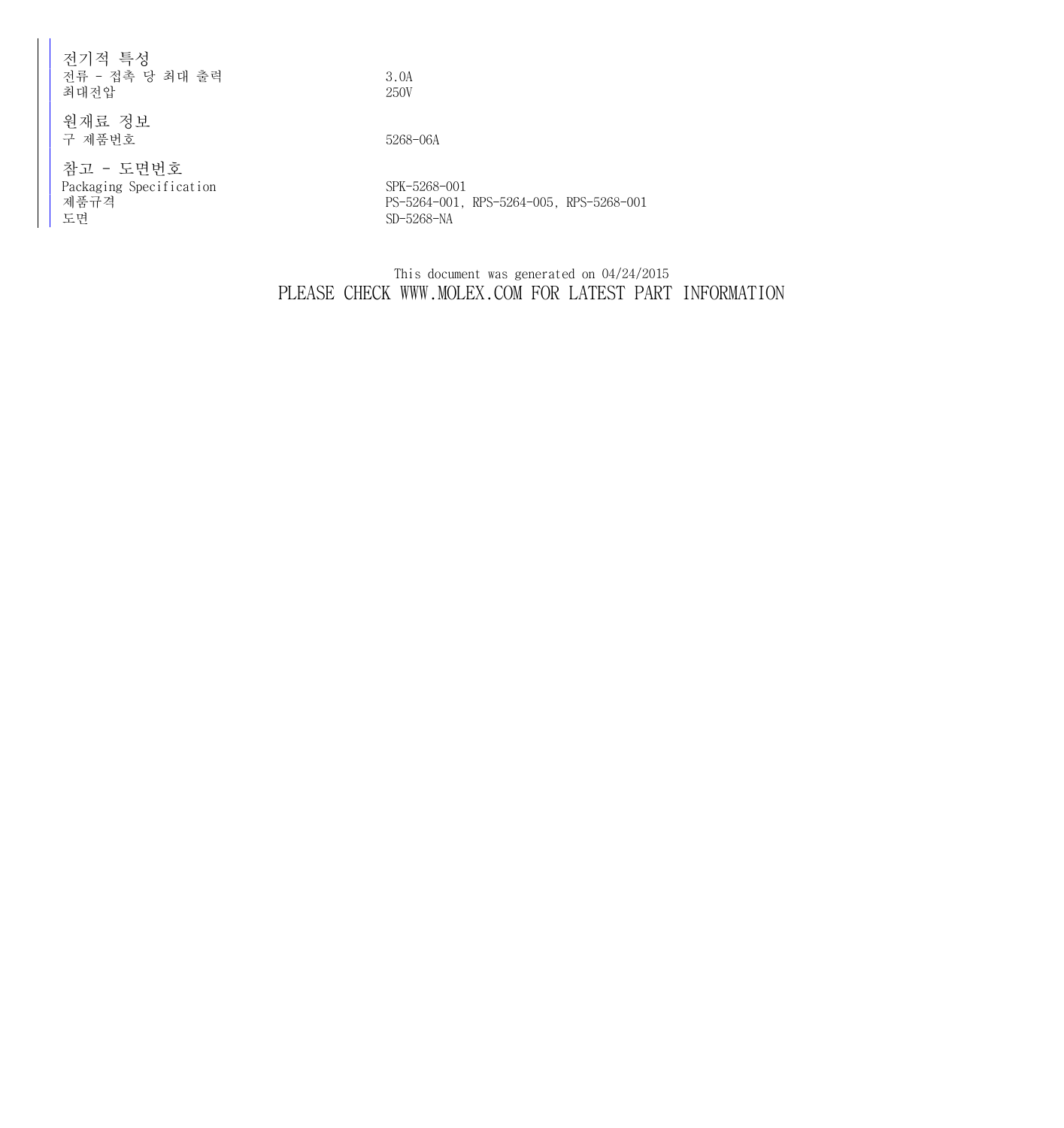### 전기적 특성

| | |
|---|---|
| 전류 - 접촉 당 최대 출력 | 3.0A |
| 최대전압 | 250V |

### 원재료 정보

| | |
|---|---|
| 구 제품번호 | 5268-06A |

### 참고 - 도면번호

| | |
|---|---|
| Packaging Specification | SPK-5268-001 |
| 제품규격 | PS-5264-001, RPS-5264-005, RPS-5268-001 |
| 도면 | SD-5268-NA |

This document was generated on 04/24/2015

PLEASE CHECK WWW.MOLEX.COM FOR LATEST PART INFORMATION